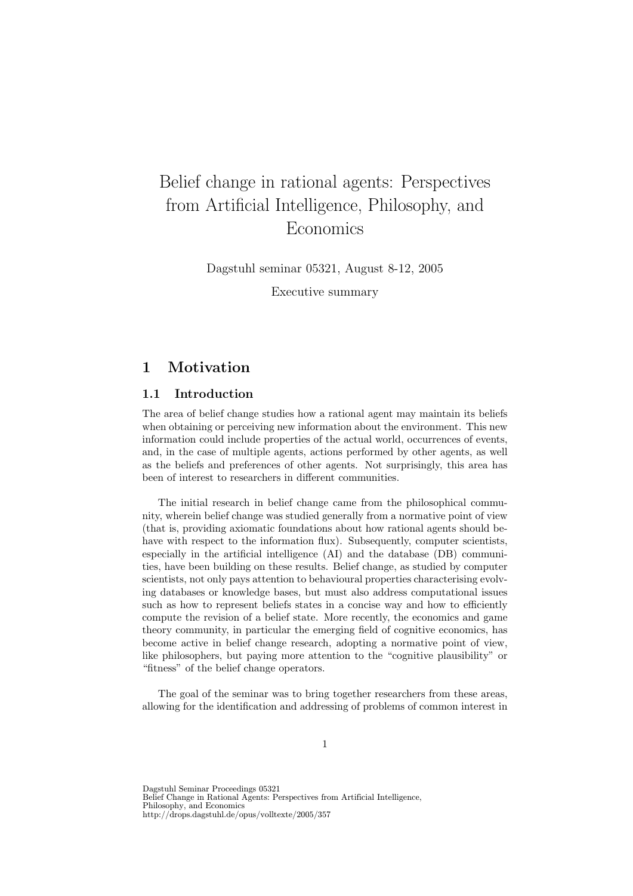# Belief change in rational agents: Perspectives from Artificial Intelligence, Philosophy, and Economics

Dagstuhl seminar 05321, August 8-12, 2005

Executive summary

## 1 Motivation

### 1.1 Introduction

The area of belief change studies how a rational agent may maintain its beliefs when obtaining or perceiving new information about the environment. This new information could include properties of the actual world, occurrences of events, and, in the case of multiple agents, actions performed by other agents, as well as the beliefs and preferences of other agents. Not surprisingly, this area has been of interest to researchers in different communities.

The initial research in belief change came from the philosophical community, wherein belief change was studied generally from a normative point of view (that is, providing axiomatic foundations about how rational agents should behave with respect to the information flux). Subsequently, computer scientists, especially in the artificial intelligence (AI) and the database (DB) communities, have been building on these results. Belief change, as studied by computer scientists, not only pays attention to behavioural properties characterising evolving databases or knowledge bases, but must also address computational issues such as how to represent beliefs states in a concise way and how to efficiently compute the revision of a belief state. More recently, the economics and game theory community, in particular the emerging field of cognitive economics, has become active in belief change research, adopting a normative point of view, like philosophers, but paying more attention to the "cognitive plausibility" or "fitness" of the belief change operators.

The goal of the seminar was to bring together researchers from these areas, allowing for the identification and addressing of problems of common interest in

Dagstuhl Seminar Proceedings 05321
Belief Change in Rational Agents: Perspectives from Artificial Intelligence, Philosophy, and Economics
http://drops.dagstuhl.de/opus/volltexte/2005/357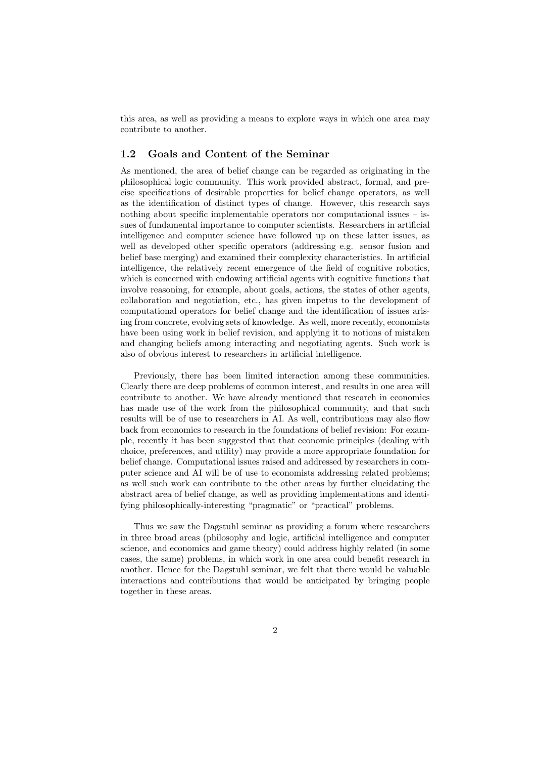this area, as well as providing a means to explore ways in which one area may contribute to another.

## 1.2 Goals and Content of the Seminar

As mentioned, the area of belief change can be regarded as originating in the philosophical logic community. This work provided abstract, formal, and precise specifications of desirable properties for belief change operators, as well as the identification of distinct types of change. However, this research says nothing about specific implementable operators nor computational issues – issues of fundamental importance to computer scientists. Researchers in artificial intelligence and computer science have followed up on these latter issues, as well as developed other specific operators (addressing e.g. sensor fusion and belief base merging) and examined their complexity characteristics. In artificial intelligence, the relatively recent emergence of the field of cognitive robotics, which is concerned with endowing artificial agents with cognitive functions that involve reasoning, for example, about goals, actions, the states of other agents, collaboration and negotiation, etc., has given impetus to the development of computational operators for belief change and the identification of issues arising from concrete, evolving sets of knowledge. As well, more recently, economists have been using work in belief revision, and applying it to notions of mistaken and changing beliefs among interacting and negotiating agents. Such work is also of obvious interest to researchers in artificial intelligence.

Previously, there has been limited interaction among these communities. Clearly there are deep problems of common interest, and results in one area will contribute to another. We have already mentioned that research in economics has made use of the work from the philosophical community, and that such results will be of use to researchers in AI. As well, contributions may also flow back from economics to research in the foundations of belief revision: For example, recently it has been suggested that that economic principles (dealing with choice, preferences, and utility) may provide a more appropriate foundation for belief change. Computational issues raised and addressed by researchers in computer science and AI will be of use to economists addressing related problems; as well such work can contribute to the other areas by further elucidating the abstract area of belief change, as well as providing implementations and identifying philosophically-interesting "pragmatic" or "practical" problems.

Thus we saw the Dagstuhl seminar as providing a forum where researchers in three broad areas (philosophy and logic, artificial intelligence and computer science, and economics and game theory) could address highly related (in some cases, the same) problems, in which work in one area could benefit research in another. Hence for the Dagstuhl seminar, we felt that there would be valuable interactions and contributions that would be anticipated by bringing people together in these areas.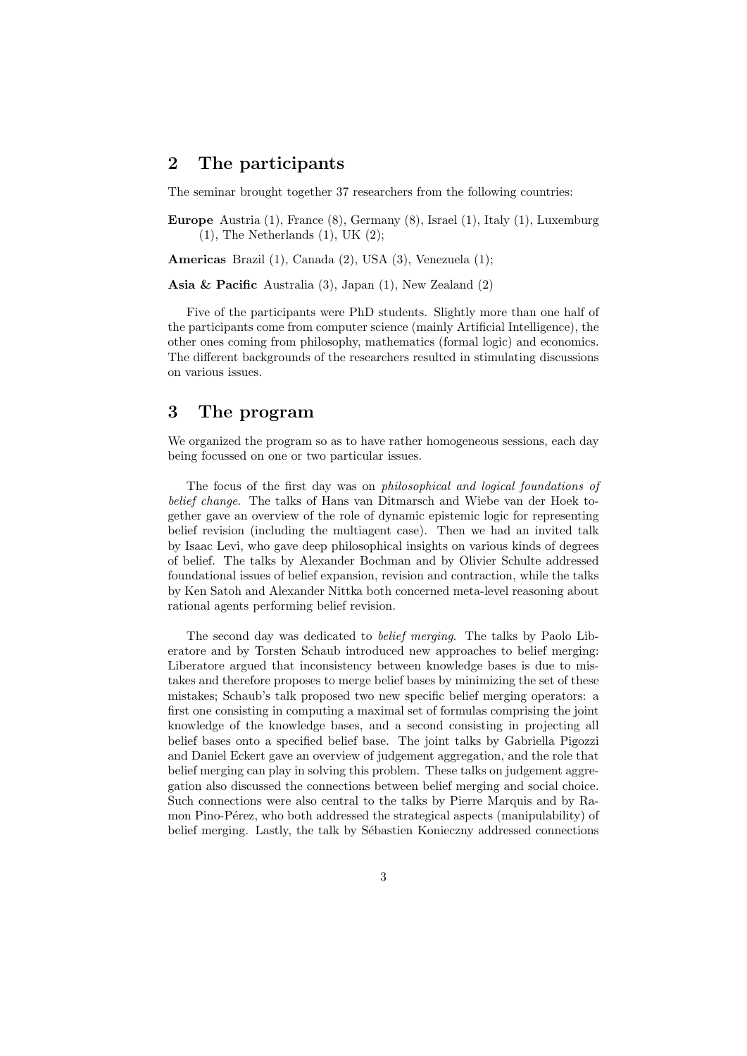## 2 The participants

The seminar brought together 37 researchers from the following countries:

**Europe** Austria (1), France (8), Germany (8), Israel (1), Italy (1), Luxemburg (1), The Netherlands (1), UK (2);

**Americas** Brazil (1), Canada (2), USA (3), Venezuela (1);

**Asia & Pacific** Australia (3), Japan (1), New Zealand (2)

Five of the participants were PhD students. Slightly more than one half of the participants come from computer science (mainly Artificial Intelligence), the other ones coming from philosophy, mathematics (formal logic) and economics. The different backgrounds of the researchers resulted in stimulating discussions on various issues.

## 3 The program

We organized the program so as to have rather homogeneous sessions, each day being focussed on one or two particular issues.

The focus of the first day was on *philosophical and logical foundations of belief change*. The talks of Hans van Ditmarsch and Wiebe van der Hoek together gave an overview of the role of dynamic epistemic logic for representing belief revision (including the multiagent case). Then we had an invited talk by Isaac Levi, who gave deep philosophical insights on various kinds of degrees of belief. The talks by Alexander Bochman and by Olivier Schulte addressed foundational issues of belief expansion, revision and contraction, while the talks by Ken Satoh and Alexander Nittka both concerned meta-level reasoning about rational agents performing belief revision.

The second day was dedicated to *belief merging*. The talks by Paolo Liberatore and by Torsten Schaub introduced new approaches to belief merging: Liberatore argued that inconsistency between knowledge bases is due to mistakes and therefore proposes to merge belief bases by minimizing the set of these mistakes; Schaub's talk proposed two new specific belief merging operators: a first one consisting in computing a maximal set of formulas comprising the joint knowledge of the knowledge bases, and a second consisting in projecting all belief bases onto a specified belief base. The joint talks by Gabriella Pigozzi and Daniel Eckert gave an overview of judgement aggregation, and the role that belief merging can play in solving this problem. These talks on judgement aggregation also discussed the connections between belief merging and social choice. Such connections were also central to the talks by Pierre Marquis and by Ramon Pino-Pérez, who both addressed the strategical aspects (manipulability) of belief merging. Lastly, the talk by Sébastien Konieczny addressed connections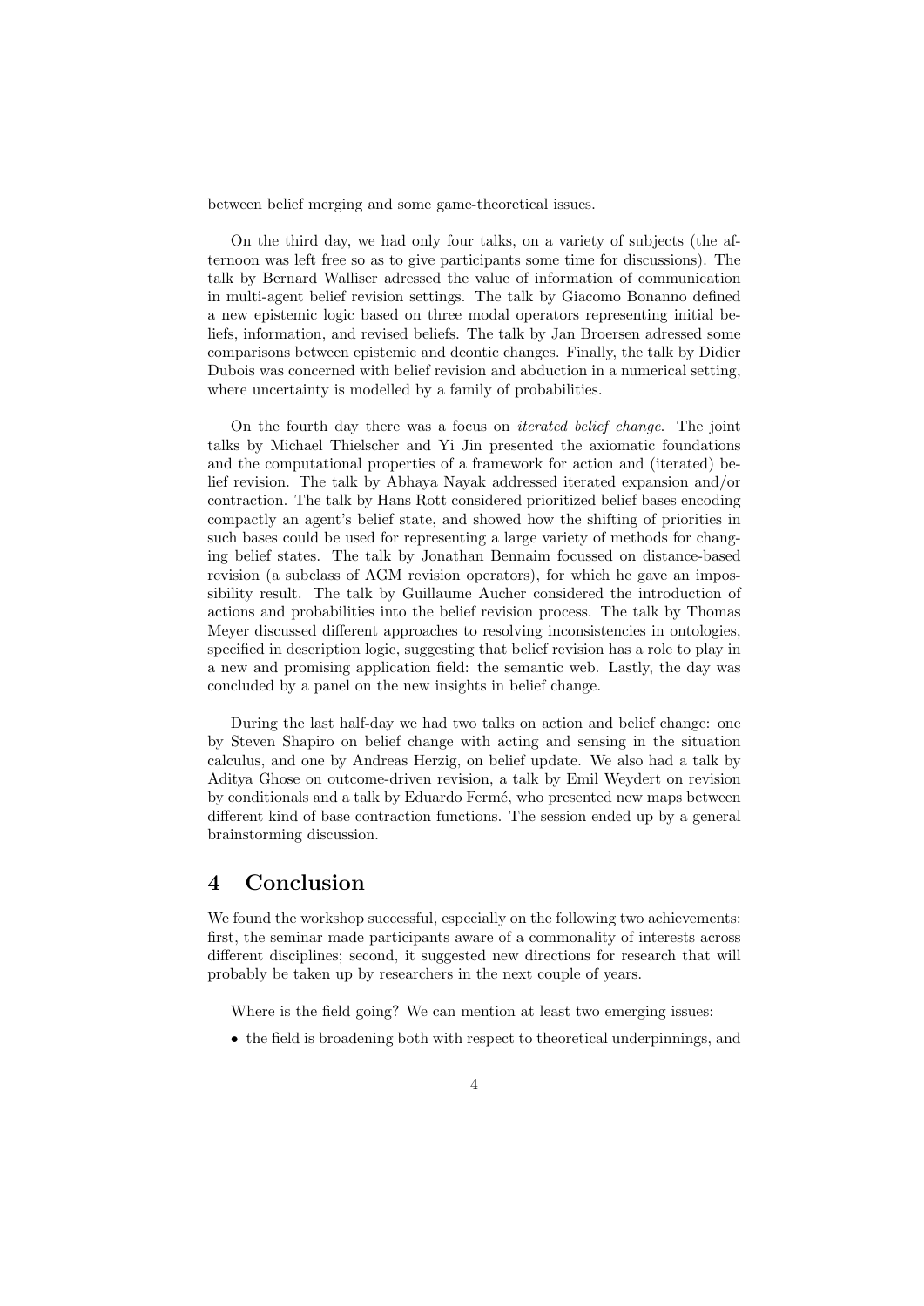between belief merging and some game-theoretical issues.

On the third day, we had only four talks, on a variety of subjects (the afternoon was left free so as to give participants some time for discussions). The talk by Bernard Walliser adressed the value of information of communication in multi-agent belief revision settings. The talk by Giacomo Bonanno defined a new epistemic logic based on three modal operators representing initial beliefs, information, and revised beliefs. The talk by Jan Broersen adressed some comparisons between epistemic and deontic changes. Finally, the talk by Didier Dubois was concerned with belief revision and abduction in a numerical setting, where uncertainty is modelled by a family of probabilities.

On the fourth day there was a focus on *iterated belief change*. The joint talks by Michael Thielscher and Yi Jin presented the axiomatic foundations and the computational properties of a framework for action and (iterated) belief revision. The talk by Abhaya Nayak addressed iterated expansion and/or contraction. The talk by Hans Rott considered prioritized belief bases encoding compactly an agent's belief state, and showed how the shifting of priorities in such bases could be used for representing a large variety of methods for changing belief states. The talk by Jonathan Bennaim focussed on distance-based revision (a subclass of AGM revision operators), for which he gave an impossibility result. The talk by Guillaume Aucher considered the introduction of actions and probabilities into the belief revision process. The talk by Thomas Meyer discussed different approaches to resolving inconsistencies in ontologies, specified in description logic, suggesting that belief revision has a role to play in a new and promising application field: the semantic web. Lastly, the day was concluded by a panel on the new insights in belief change.

During the last half-day we had two talks on action and belief change: one by Steven Shapiro on belief change with acting and sensing in the situation calculus, and one by Andreas Herzig, on belief update. We also had a talk by Aditya Ghose on outcome-driven revision, a talk by Emil Weydert on revision by conditionals and a talk by Eduardo Fermé, who presented new maps between different kind of base contraction functions. The session ended up by a general brainstorming discussion.

## 4 Conclusion

We found the workshop successful, especially on the following two achievements: first, the seminar made participants aware of a commonality of interests across different disciplines; second, it suggested new directions for research that will probably be taken up by researchers in the next couple of years.

Where is the field going? We can mention at least two emerging issues:

- the field is broadening both with respect to theoretical underpinnings, and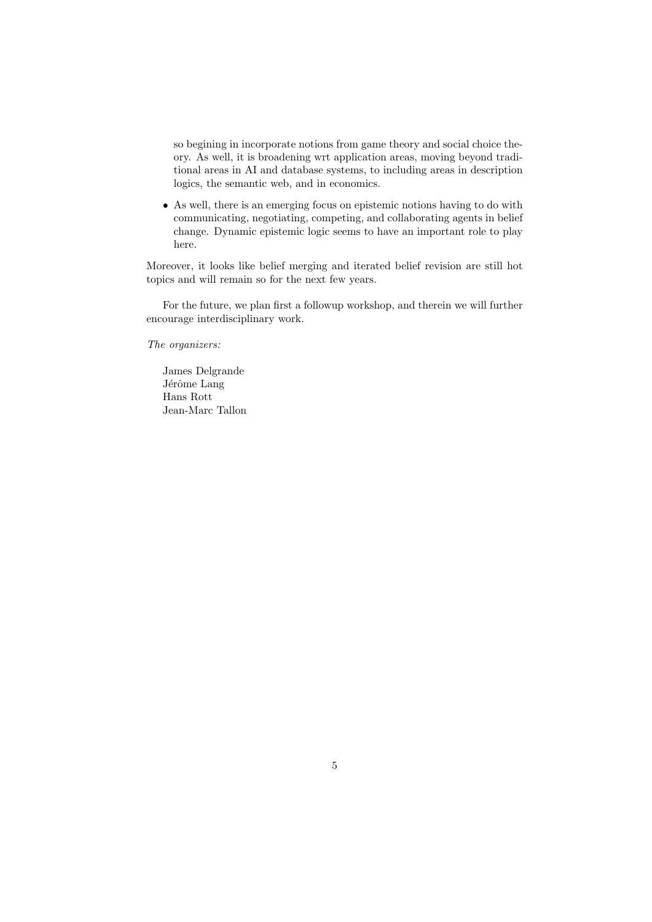so begining in incorporate notions from game theory and social choice theory. As well, it is broadening wrt application areas, moving beyond traditional areas in AI and database systems, to including areas in description logics, the semantic web, and in economics.

- As well, there is an emerging focus on epistemic notions having to do with communicating, negotiating, competing, and collaborating agents in belief change. Dynamic epistemic logic seems to have an important role to play here.

Moreover, it looks like belief merging and iterated belief revision are still hot topics and will remain so for the next few years.

For the future, we plan first a followup workshop, and therein we will further encourage interdisciplinary work.

*The organizers:*

James Delgrande
Jérôme Lang
Hans Rott
Jean-Marc Tallon